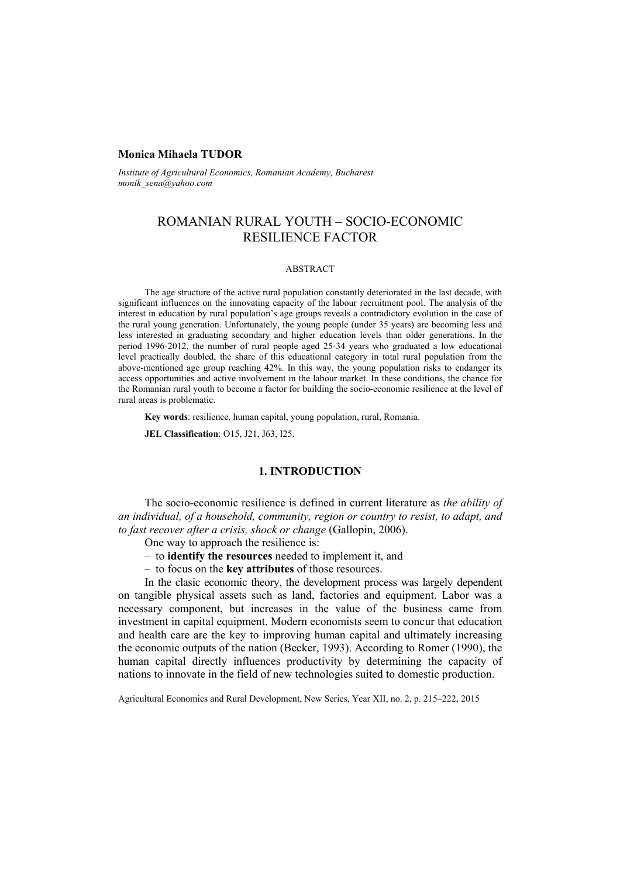**Monica Mihaela TUDOR**

*Institute of Agricultural Economics, Romanian Academy, Bucharest*
*monik_sena@yahoo.com*

# ROMANIAN RURAL YOUTH – SOCIO-ECONOMIC RESILIENCE FACTOR

## ABSTRACT

The age structure of the active rural population constantly deteriorated in the last decade, with significant influences on the innovating capacity of the labour recruitment pool. The analysis of the interest in education by rural population's age groups reveals a contradictory evolution in the case of the rural young generation. Unfortunately, the young people (under 35 years) are becoming less and less interested in graduating secondary and higher education levels than older generations. In the period 1996-2012, the number of rural people aged 25-34 years who graduated a low educational level practically doubled, the share of this educational category in total rural population from the above-mentioned age group reaching 42%. In this way, the young population risks to endanger its access opportunities and active involvement in the labour market. In these conditions, the chance for the Romanian rural youth to become a factor for building the socio-economic resilience at the level of rural areas is problematic.

**Key words**: resilience, human capital, young population, rural, Romania.

**JEL Classification**: O15, J21, J63, I25.

## 1. INTRODUCTION

The socio-economic resilience is defined in current literature as *the ability of an individual, of a household, community, region or country to resist, to adapt, and to fast recover after a crisis, shock or change* (Gallopin, 2006).

One way to approach the resilience is:

– to **identify the resources** needed to implement it, and
– to focus on the **key attributes** of those resources.

In the clasic economic theory, the development process was largely dependent on tangible physical assets such as land, factories and equipment. Labor was a necessary component, but increases in the value of the business came from investment in capital equipment. Modern economists seem to concur that education and health care are the key to improving human capital and ultimately increasing the economic outputs of the nation (Becker, 1993). According to Romer (1990), the human capital directly influences productivity by determining the capacity of nations to innovate in the field of new technologies suited to domestic production.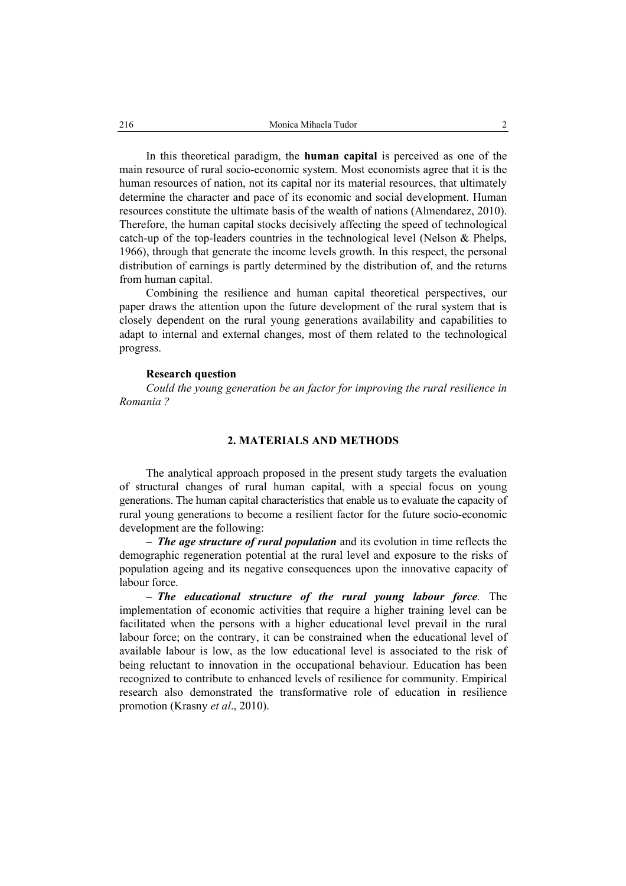In this theoretical paradigm, the **human capital** is perceived as one of the main resource of rural socio-economic system. Most economists agree that it is the human resources of nation, not its capital nor its material resources, that ultimately determine the character and pace of its economic and social development. Human resources constitute the ultimate basis of the wealth of nations (Almendarez, 2010). Therefore, the human capital stocks decisively affecting the speed of technological catch-up of the top-leaders countries in the technological level (Nelson & Phelps, 1966), through that generate the income levels growth. In this respect, the personal distribution of earnings is partly determined by the distribution of, and the returns from human capital.

Combining the resilience and human capital theoretical perspectives, our paper draws the attention upon the future development of the rural system that is closely dependent on the rural young generations availability and capabilities to adapt to internal and external changes, most of them related to the technological progress.

**Research question**

*Could the young generation be an factor for improving the rural resilience in Romania ?*

## 2. MATERIALS AND METHODS

The analytical approach proposed in the present study targets the evaluation of structural changes of rural human capital, with a special focus on young generations. The human capital characteristics that enable us to evaluate the capacity of rural young generations to become a resilient factor for the future socio-economic development are the following:

– ***The age structure of rural population*** and its evolution in time reflects the demographic regeneration potential at the rural level and exposure to the risks of population ageing and its negative consequences upon the innovative capacity of labour force.

– ***The educational structure of the rural young labour force.*** The implementation of economic activities that require a higher training level can be facilitated when the persons with a higher educational level prevail in the rural labour force; on the contrary, it can be constrained when the educational level of available labour is low, as the low educational level is associated to the risk of being reluctant to innovation in the occupational behaviour. Education has been recognized to contribute to enhanced levels of resilience for community. Empirical research also demonstrated the transformative role of education in resilience promotion (Krasny *et al*., 2010).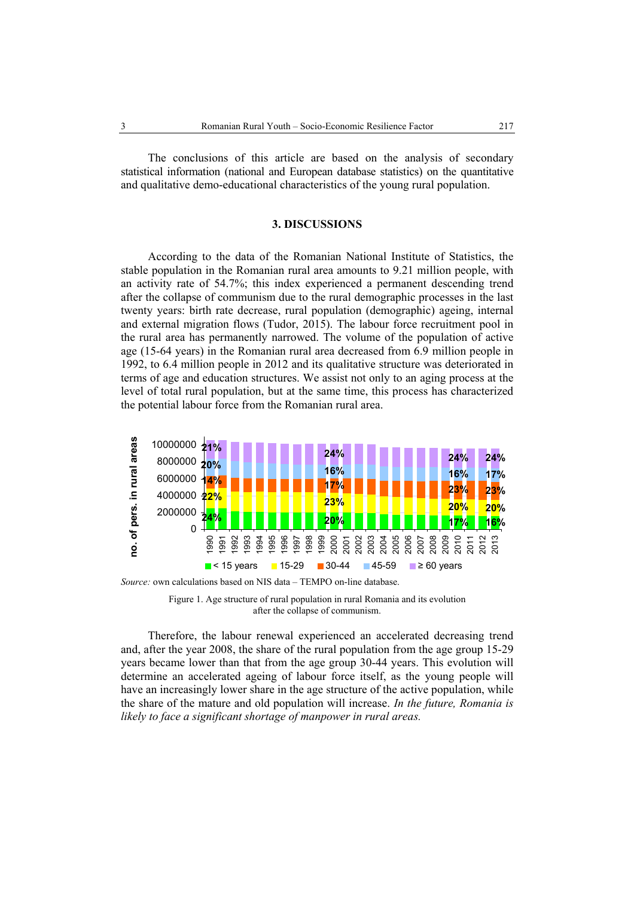The conclusions of this article are based on the analysis of secondary statistical information (national and European database statistics) on the quantitative and qualitative demo-educational characteristics of the young rural population.

## 3. DISCUSSIONS

According to the data of the Romanian National Institute of Statistics, the stable population in the Romanian rural area amounts to 9.21 million people, with an activity rate of 54.7%; this index experienced a permanent descending trend after the collapse of communism due to the rural demographic processes in the last twenty years: birth rate decrease, rural population (demographic) ageing, internal and external migration flows (Tudor, 2015). The labour force recruitment pool in the rural area has permanently narrowed. The volume of the population of active age (15-64 years) in the Romanian rural area decreased from 6.9 million people in 1992, to 6.4 million people in 2012 and its qualitative structure was deteriorated in terms of age and education structures. We assist not only to an aging process at the level of total rural population, but at the same time, this process has characterized the potential labour force from the Romanian rural area.

*Source:* own calculations based on NIS data – TEMPO on-line database.

Figure 1. Age structure of rural population in rural Romania and its evolution after the collapse of communism.

Therefore, the labour renewal experienced an accelerated decreasing trend and, after the year 2008, the share of the rural population from the age group 15-29 years became lower than that from the age group 30-44 years. This evolution will determine an accelerated ageing of labour force itself, as the young people will have an increasingly lower share in the age structure of the active population, while the share of the mature and old population will increase. *In the future, Romania is likely to face a significant shortage of manpower in rural areas.*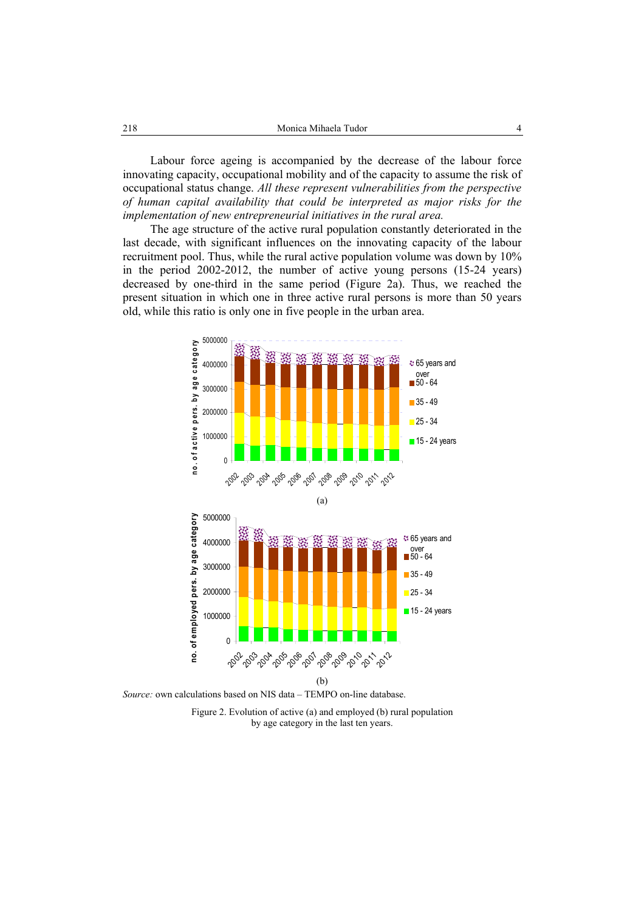Labour force ageing is accompanied by the decrease of the labour force innovating capacity, occupational mobility and of the capacity to assume the risk of occupational status change. *All these represent vulnerabilities from the perspective of human capital availability that could be interpreted as major risks for the implementation of new entrepreneurial initiatives in the rural area.*

The age structure of the active rural population constantly deteriorated in the last decade, with significant influences on the innovating capacity of the labour recruitment pool. Thus, while the rural active population volume was down by 10% in the period 2002-2012, the number of active young persons (15-24 years) decreased by one-third in the same period (Figure 2a). Thus, we reached the present situation in which one in three active rural persons is more than 50 years old, while this ratio is only one in five people in the urban area.

(a)

(b)

*Source:* own calculations based on NIS data – TEMPO on-line database.

Figure 2. Evolution of active (a) and employed (b) rural population by age category in the last ten years.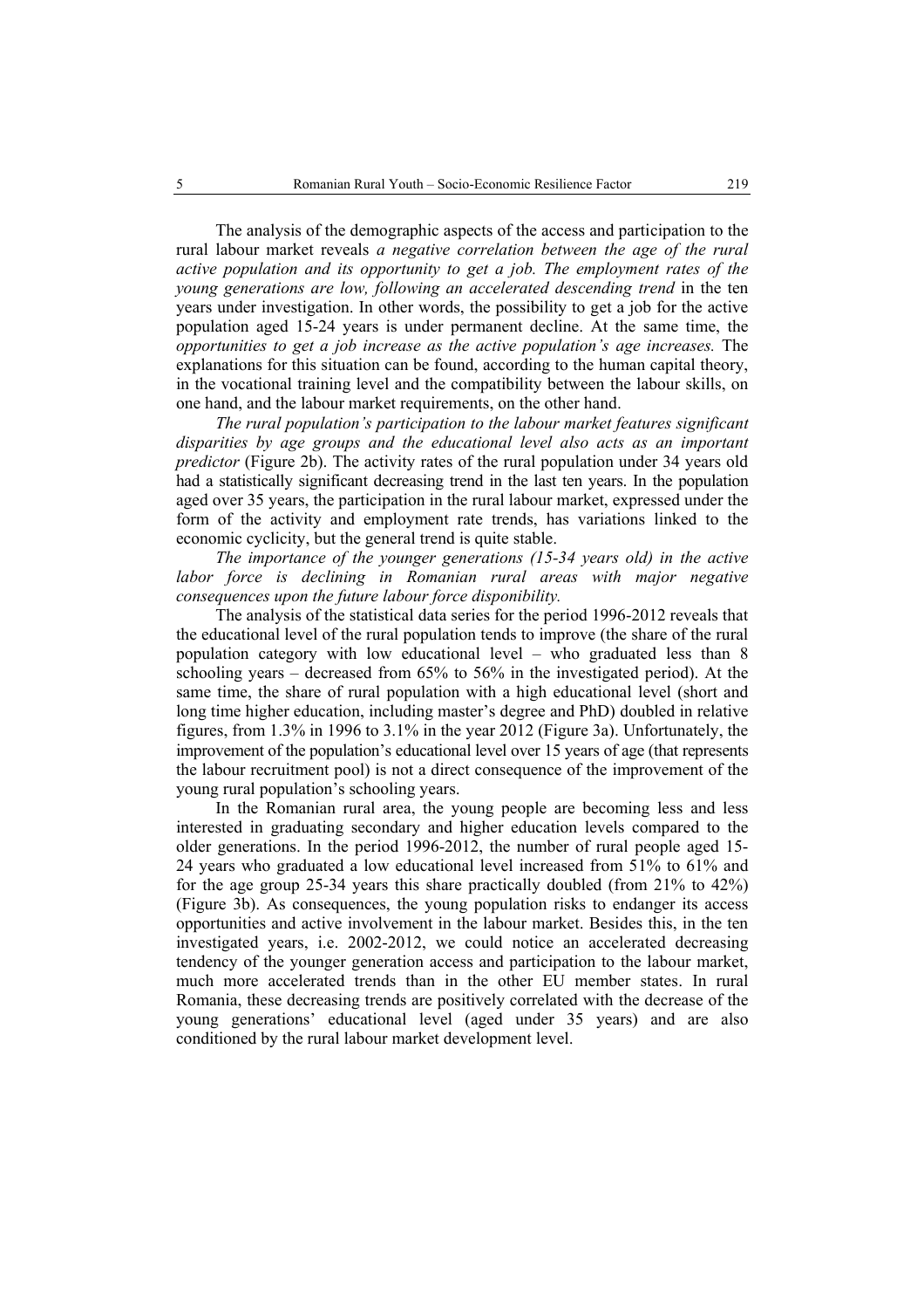The analysis of the demographic aspects of the access and participation to the rural labour market reveals *a negative correlation between the age of the rural active population and its opportunity to get a job. The employment rates of the young generations are low, following an accelerated descending trend* in the ten years under investigation. In other words, the possibility to get a job for the active population aged 15-24 years is under permanent decline. At the same time, the *opportunities to get a job increase as the active population's age increases.* The explanations for this situation can be found, according to the human capital theory, in the vocational training level and the compatibility between the labour skills, on one hand, and the labour market requirements, on the other hand.

*The rural population's participation to the labour market features significant disparities by age groups and the educational level also acts as an important predictor* (Figure 2b). The activity rates of the rural population under 34 years old had a statistically significant decreasing trend in the last ten years. In the population aged over 35 years, the participation in the rural labour market, expressed under the form of the activity and employment rate trends, has variations linked to the economic cyclicity, but the general trend is quite stable.

*The importance of the younger generations (15-34 years old) in the active labor force is declining in Romanian rural areas with major negative consequences upon the future labour force disponibility.*

The analysis of the statistical data series for the period 1996-2012 reveals that the educational level of the rural population tends to improve (the share of the rural population category with low educational level – who graduated less than 8 schooling years – decreased from 65% to 56% in the investigated period). At the same time, the share of rural population with a high educational level (short and long time higher education, including master's degree and PhD) doubled in relative figures, from 1.3% in 1996 to 3.1% in the year 2012 (Figure 3a). Unfortunately, the improvement of the population's educational level over 15 years of age (that represents the labour recruitment pool) is not a direct consequence of the improvement of the young rural population's schooling years.

In the Romanian rural area, the young people are becoming less and less interested in graduating secondary and higher education levels compared to the older generations. In the period 1996-2012, the number of rural people aged 15-24 years who graduated a low educational level increased from 51% to 61% and for the age group 25-34 years this share practically doubled (from 21% to 42%) (Figure 3b). As consequences, the young population risks to endanger its access opportunities and active involvement in the labour market. Besides this, in the ten investigated years, i.e. 2002-2012, we could notice an accelerated decreasing tendency of the younger generation access and participation to the labour market, much more accelerated trends than in the other EU member states. In rural Romania, these decreasing trends are positively correlated with the decrease of the young generations' educational level (aged under 35 years) and are also conditioned by the rural labour market development level.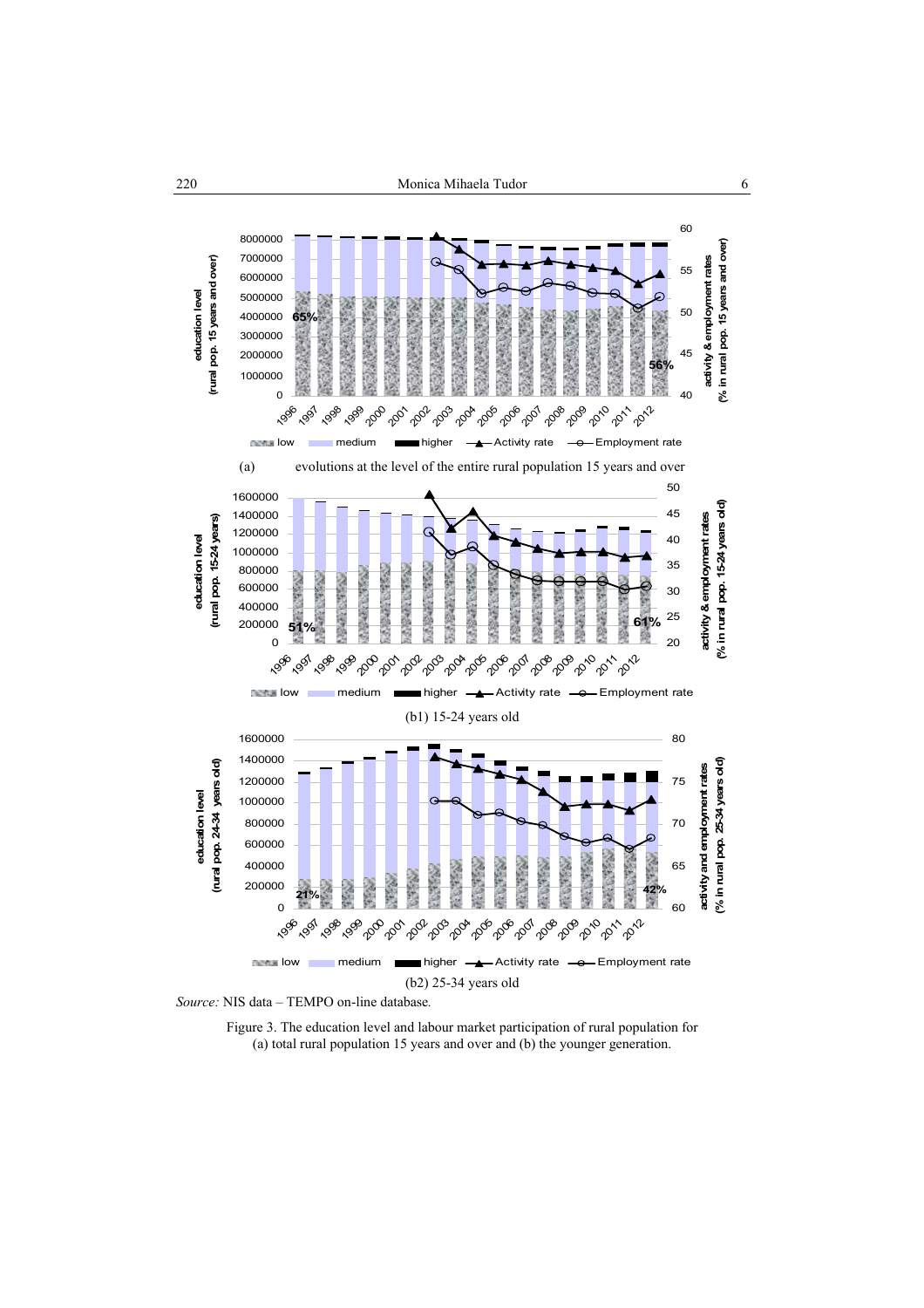(a) evolutions at the level of the entire rural population 15 years and over

(b1) 15-24 years old

(b2) 25-34 years old

*Source:* NIS data – TEMPO on-line database.

Figure 3. The education level and labour market participation of rural population for (a) total rural population 15 years and over and (b) the younger generation.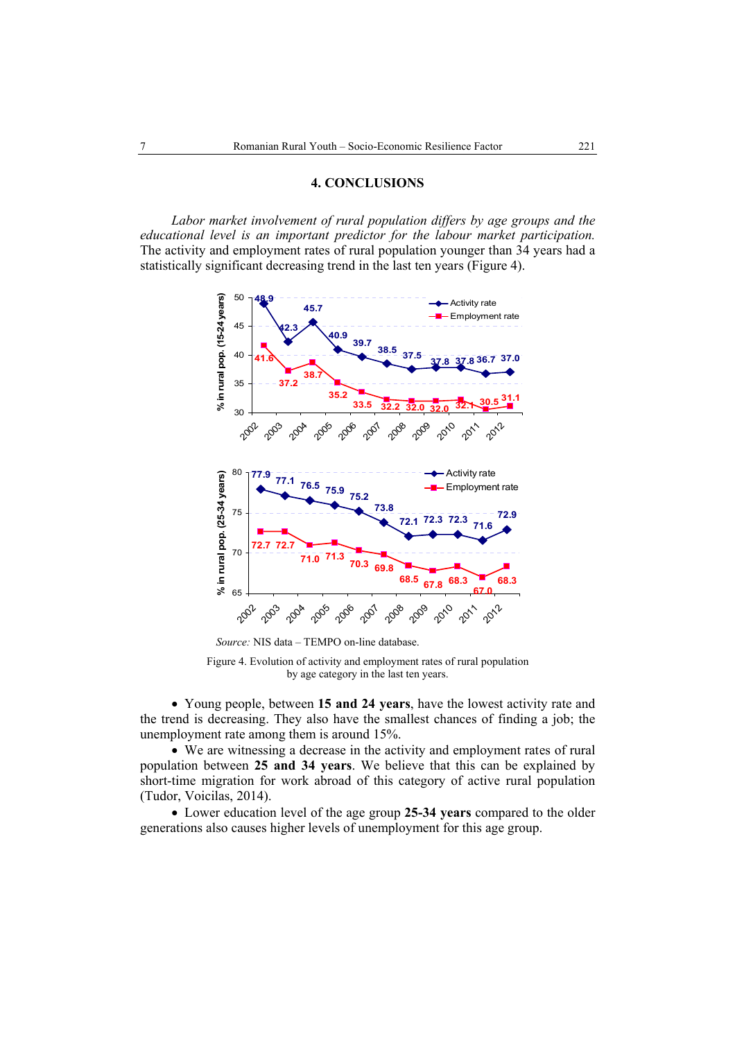## 4. CONCLUSIONS

*Labor market involvement of rural population differs by age groups and the educational level is an important predictor for the labour market participation.* The activity and employment rates of rural population younger than 34 years had a statistically significant decreasing trend in the last ten years (Figure 4).

*Source:* NIS data – TEMPO on-line database.

Figure 4. Evolution of activity and employment rates of rural population by age category in the last ten years.

- Young people, between **15 and 24 years**, have the lowest activity rate and the trend is decreasing. They also have the smallest chances of finding a job; the unemployment rate among them is around 15%.
- We are witnessing a decrease in the activity and employment rates of rural population between **25 and 34 years**. We believe that this can be explained by short-time migration for work abroad of this category of active rural population (Tudor, Voicilas, 2014).
- Lower education level of the age group **25-34 years** compared to the older generations also causes higher levels of unemployment for this age group.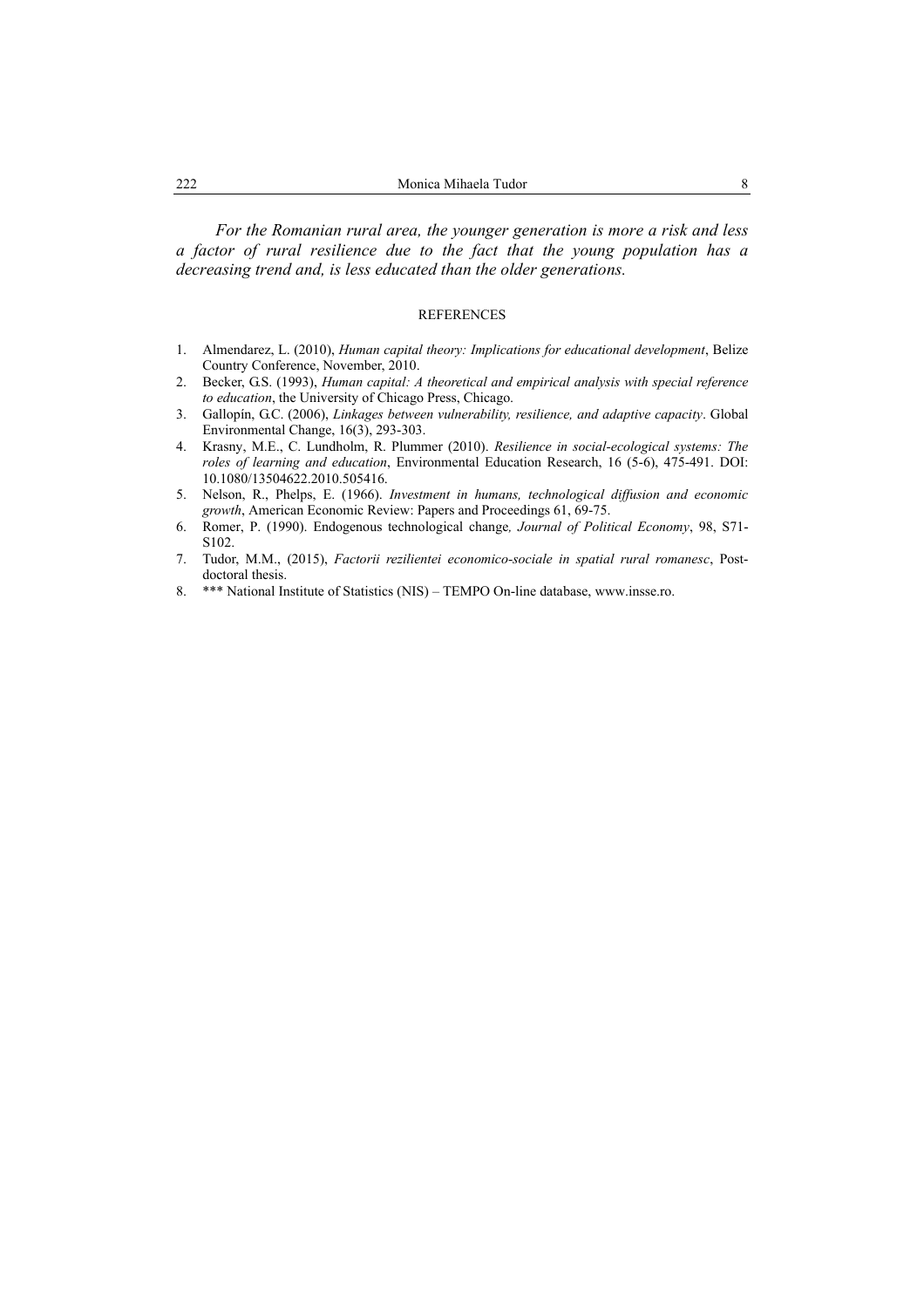*For the Romanian rural area, the younger generation is more a risk and less a factor of rural resilience due to the fact that the young population has a decreasing trend and, is less educated than the older generations.*

## REFERENCES

1. Almendarez, L. (2010), *Human capital theory: Implications for educational development*, Belize Country Conference, November, 2010.
2. Becker, G.S. (1993), *Human capital: A theoretical and empirical analysis with special reference to education*, the University of Chicago Press, Chicago.
3. Gallopín, G.C. (2006), *Linkages between vulnerability, resilience, and adaptive capacity*. Global Environmental Change, 16(3), 293-303.
4. Krasny, M.E., C. Lundholm, R. Plummer (2010). *Resilience in social-ecological systems: The roles of learning and education*, Environmental Education Research, 16 (5-6), 475-491. DOI: 10.1080/13504622.2010.505416.
5. Nelson, R., Phelps, E. (1966). *Investment in humans, technological diffusion and economic growth*, American Economic Review: Papers and Proceedings 61, 69-75.
6. Romer, P. (1990). Endogenous technological change*, Journal of Political Economy*, 98, S71-S102.
7. Tudor, M.M., (2015), *Factorii rezilientei economico-sociale in spatial rural romanesc*, Post-doctoral thesis.
8. *** National Institute of Statistics (NIS) – TEMPO On-line database, www.insse.ro.